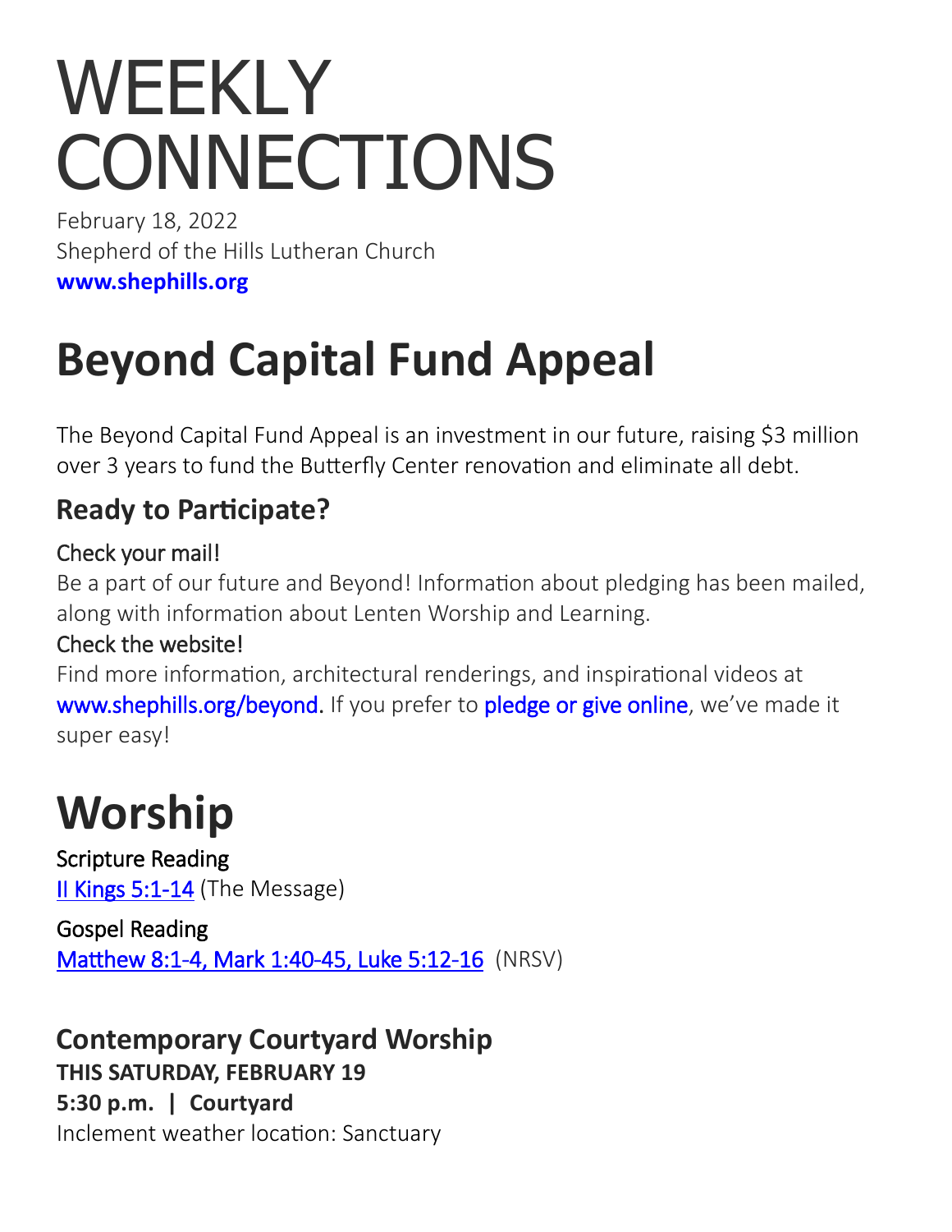# WEEKLY CONNECTIONS

February 18, 2022
Shepherd of the Hills Lutheran Church
**www.shephills.org**

# Beyond Capital Fund Appeal

The Beyond Capital Fund Appeal is an investment in our future, raising $3 million over 3 years to fund the Butterfly Center renovation and eliminate all debt.

## Ready to Participate?

Check your mail!
Be a part of our future and Beyond! Information about pledging has been mailed, along with information about Lenten Worship and Learning.
Check the website!
Find more information, architectural renderings, and inspirational videos at www.shephills.org/beyond. If you prefer to pledge or give online, we've made it super easy!

# Worship

Scripture Reading
II Kings 5:1-14 (The Message)

Gospel Reading
Matthew 8:1-4, Mark 1:40-45, Luke 5:12-16 (NRSV)

## Contemporary Courtyard Worship

**THIS SATURDAY, FEBRUARY 19**
**5:30 p.m. | Courtyard**
Inclement weather location: Sanctuary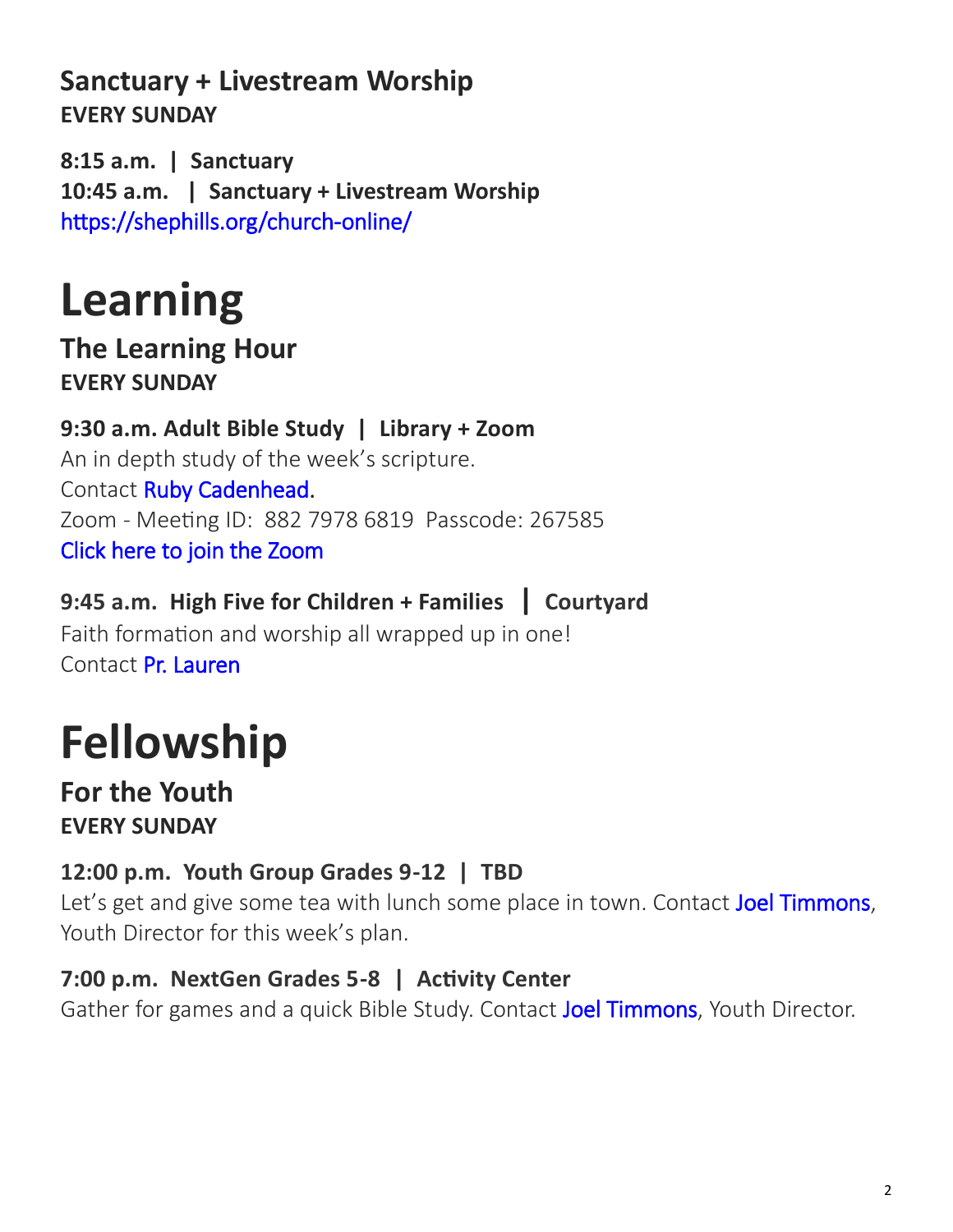## Sanctuary + Livestream Worship

**EVERY SUNDAY**

**8:15 a.m. | Sanctuary**
**10:45 a.m. | Sanctuary + Livestream Worship**
https://shephills.org/church-online/

# Learning

## The Learning Hour

**EVERY SUNDAY**

**9:30 a.m. Adult Bible Study | Library + Zoom**
An in depth study of the week's scripture.
Contact Ruby Cadenhead.
Zoom - Meeting ID: 882 7978 6819 Passcode: 267585
Click here to join the Zoom

**9:45 a.m. High Five for Children + Families | Courtyard**
Faith formation and worship all wrapped up in one!
Contact Pr. Lauren

# Fellowship

## For the Youth

**EVERY SUNDAY**

**12:00 p.m. Youth Group Grades 9-12 | TBD**
Let's get and give some tea with lunch some place in town. Contact Joel Timmons, Youth Director for this week's plan.

**7:00 p.m. NextGen Grades 5-8 | Activity Center**
Gather for games and a quick Bible Study. Contact Joel Timmons, Youth Director.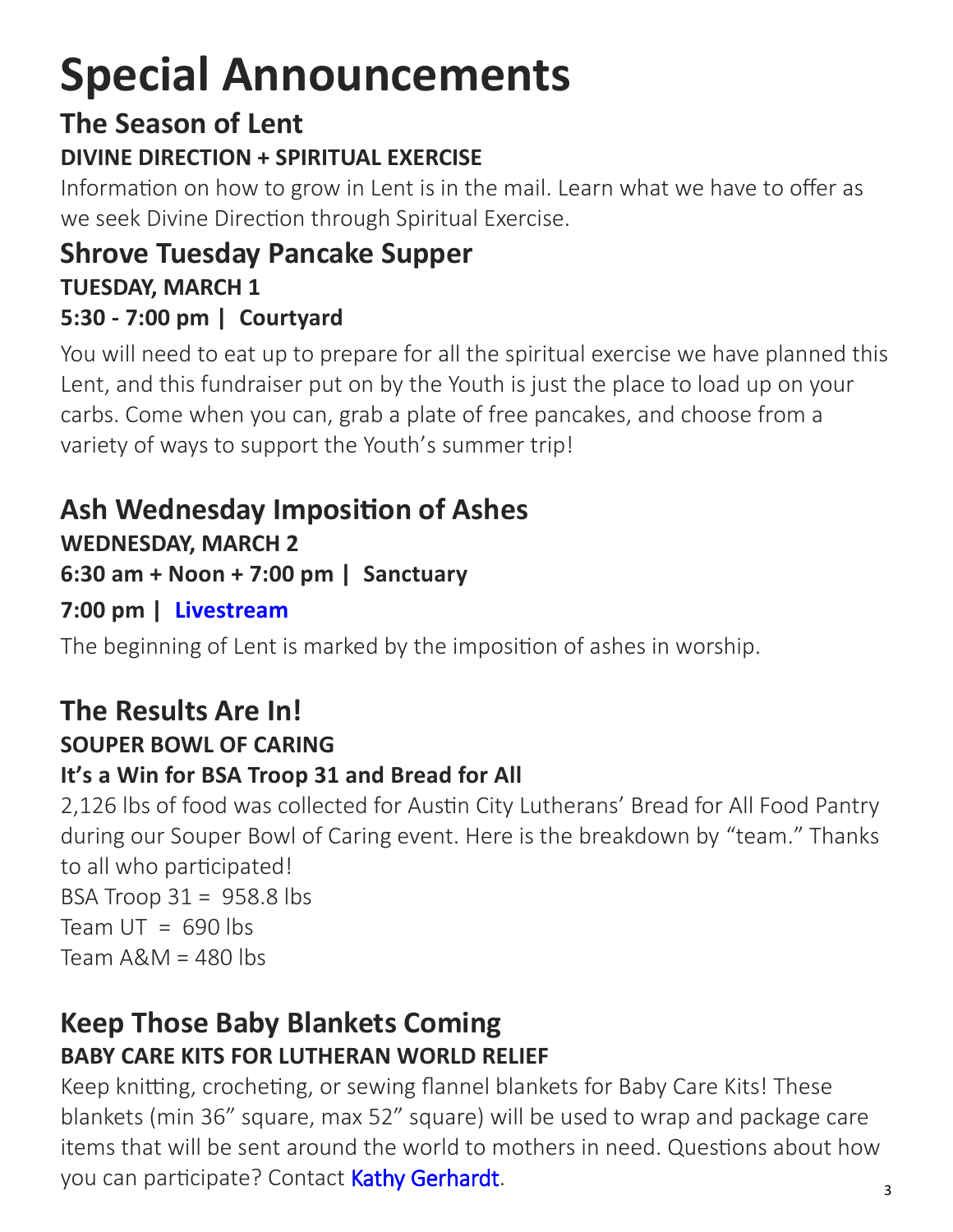# Special Announcements

## The Season of Lent

**DIVINE DIRECTION + SPIRITUAL EXERCISE**

Information on how to grow in Lent is in the mail. Learn what we have to offer as we seek Divine Direction through Spiritual Exercise.

## Shrove Tuesday Pancake Supper

**TUESDAY, MARCH 1**

**5:30 - 7:00 pm | Courtyard**

You will need to eat up to prepare for all the spiritual exercise we have planned this Lent, and this fundraiser put on by the Youth is just the place to load up on your carbs. Come when you can, grab a plate of free pancakes, and choose from a variety of ways to support the Youth's summer trip!

## Ash Wednesday Imposition of Ashes

**WEDNESDAY, MARCH 2**

**6:30 am + Noon + 7:00 pm | Sanctuary**

**7:00 pm | Livestream**

The beginning of Lent is marked by the imposition of ashes in worship.

## The Results Are In!

**SOUPER BOWL OF CARING**

**It's a Win for BSA Troop 31 and Bread for All**

2,126 lbs of food was collected for Austin City Lutherans' Bread for All Food Pantry during our Souper Bowl of Caring event. Here is the breakdown by "team." Thanks to all who participated!

BSA Troop 31 = 958.8 lbs
Team UT = 690 lbs
Team A&M = 480 lbs

## Keep Those Baby Blankets Coming

**BABY CARE KITS FOR LUTHERAN WORLD RELIEF**

Keep knitting, crocheting, or sewing flannel blankets for Baby Care Kits! These blankets (min 36" square, max 52" square) will be used to wrap and package care items that will be sent around the world to mothers in need. Questions about how you can participate? Contact Kathy Gerhardt.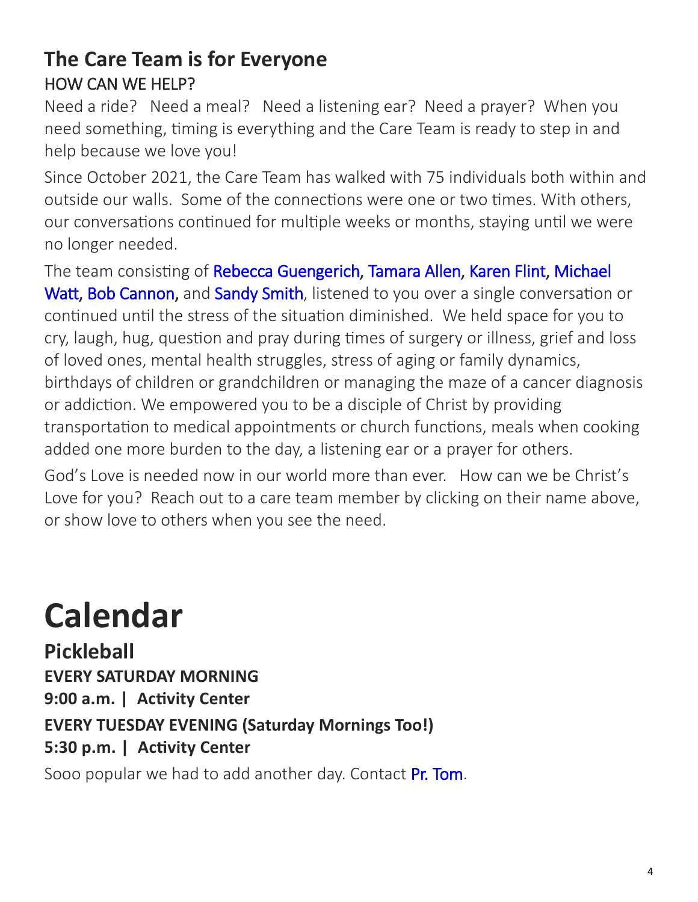## The Care Team is for Everyone

### HOW CAN WE HELP?

Need a ride? Need a meal? Need a listening ear? Need a prayer? When you need something, timing is everything and the Care Team is ready to step in and help because we love you!

Since October 2021, the Care Team has walked with 75 individuals both within and outside our walls. Some of the connections were one or two times. With others, our conversations continued for multiple weeks or months, staying until we were no longer needed.

The team consisting of Rebecca Guengerich, Tamara Allen, Karen Flint, Michael Watt, Bob Cannon, and Sandy Smith, listened to you over a single conversation or continued until the stress of the situation diminished. We held space for you to cry, laugh, hug, question and pray during times of surgery or illness, grief and loss of loved ones, mental health struggles, stress of aging or family dynamics, birthdays of children or grandchildren or managing the maze of a cancer diagnosis or addiction. We empowered you to be a disciple of Christ by providing transportation to medical appointments or church functions, meals when cooking added one more burden to the day, a listening ear or a prayer for others.

God's Love is needed now in our world more than ever. How can we be Christ's Love for you? Reach out to a care team member by clicking on their name above, or show love to others when you see the need.

# Calendar

## Pickleball

**EVERY SATURDAY MORNING**

**9:00 a.m. | Activity Center**

**EVERY TUESDAY EVENING (Saturday Mornings Too!)**

**5:30 p.m. | Activity Center**

Sooo popular we had to add another day. Contact Pr. Tom.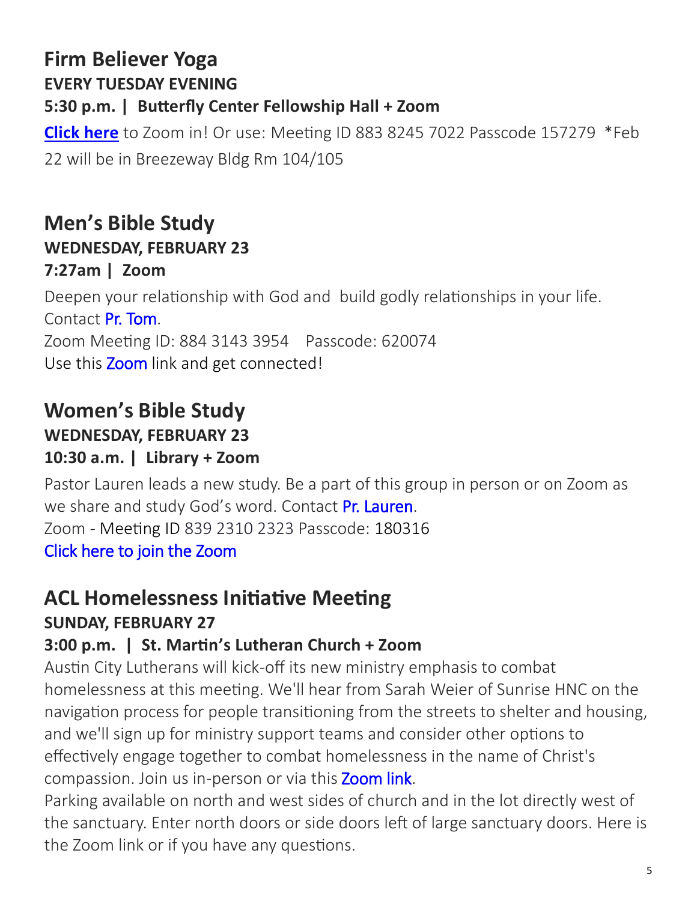## Firm Believer Yoga

**EVERY TUESDAY EVENING**

**5:30 p.m. | Butterfly Center Fellowship Hall + Zoom**

**Click here** to Zoom in! Or use: Meeting ID 883 8245 7022 Passcode 157279 *Feb 22 will be in Breezeway Bldg Rm 104/105

## Men's Bible Study

**WEDNESDAY, FEBRUARY 23**

**7:27am | Zoom**

Deepen your relationship with God and build godly relationships in your life. Contact Pr. Tom.
Zoom Meeting ID: 884 3143 3954 Passcode: 620074
Use this Zoom link and get connected!

## Women's Bible Study

**WEDNESDAY, FEBRUARY 23**

**10:30 a.m. | Library + Zoom**

Pastor Lauren leads a new study. Be a part of this group in person or on Zoom as we share and study God's word. Contact Pr. Lauren.
Zoom - Meeting ID 839 2310 2323 Passcode: 180316
Click here to join the Zoom

## ACL Homelessness Initiative Meeting

**SUNDAY, FEBRUARY 27**

**3:00 p.m. | St. Martin's Lutheran Church + Zoom**

Austin City Lutherans will kick-off its new ministry emphasis to combat homelessness at this meeting. We'll hear from Sarah Weier of Sunrise HNC on the navigation process for people transitioning from the streets to shelter and housing, and we'll sign up for ministry support teams and consider other options to effectively engage together to combat homelessness in the name of Christ's compassion. Join us in-person or via this Zoom link.
Parking available on north and west sides of church and in the lot directly west of the sanctuary. Enter north doors or side doors left of large sanctuary doors. Here is the Zoom link or if you have any questions.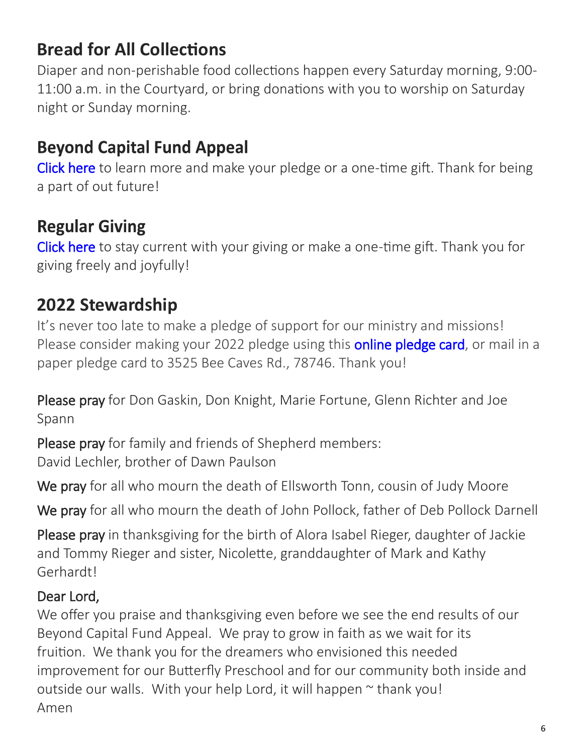## Bread for All Collections

Diaper and non-perishable food collections happen every Saturday morning, 9:00-11:00 a.m. in the Courtyard, or bring donations with you to worship on Saturday night or Sunday morning.

## Beyond Capital Fund Appeal

Click here to learn more and make your pledge or a one-time gift. Thank for being a part of out future!

## Regular Giving

Click here to stay current with your giving or make a one-time gift. Thank you for giving freely and joyfully!

## 2022 Stewardship

It's never too late to make a pledge of support for our ministry and missions! Please consider making your 2022 pledge using this online pledge card, or mail in a paper pledge card to 3525 Bee Caves Rd., 78746. Thank you!

Please pray for Don Gaskin, Don Knight, Marie Fortune, Glenn Richter and Joe Spann

Please pray for family and friends of Shepherd members:
David Lechler, brother of Dawn Paulson

We pray for all who mourn the death of Ellsworth Tonn, cousin of Judy Moore

We pray for all who mourn the death of John Pollock, father of Deb Pollock Darnell

Please pray in thanksgiving for the birth of Alora Isabel Rieger, daughter of Jackie and Tommy Rieger and sister, Nicolette, granddaughter of Mark and Kathy Gerhardt!

Dear Lord,
We offer you praise and thanksgiving even before we see the end results of our Beyond Capital Fund Appeal. We pray to grow in faith as we wait for its fruition. We thank you for the dreamers who envisioned this needed improvement for our Butterfly Preschool and for our community both inside and outside our walls. With your help Lord, it will happen ~ thank you!
Amen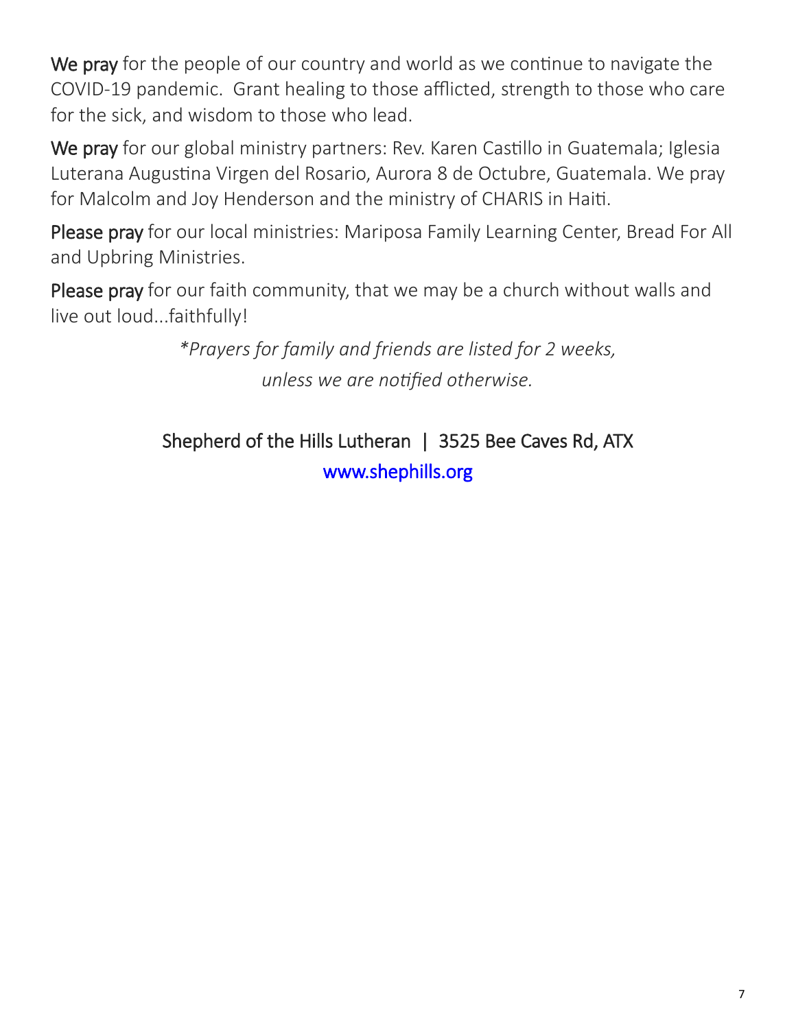**We pray** for the people of our country and world as we continue to navigate the COVID-19 pandemic.  Grant healing to those afflicted, strength to those who care for the sick, and wisdom to those who lead.

**We pray** for our global ministry partners: Rev. Karen Castillo in Guatemala; Iglesia Luterana Augustina Virgen del Rosario, Aurora 8 de Octubre, Guatemala. We pray for Malcolm and Joy Henderson and the ministry of CHARIS in Haiti.

**Please pray** for our local ministries: Mariposa Family Learning Center, Bread For All and Upbring Ministries.

**Please pray** for our faith community, that we may be a church without walls and live out loud...faithfully!

*\*Prayers for family and friends are listed for 2 weeks, unless we are notified otherwise.*

Shepherd of the Hills Lutheran  |  3525 Bee Caves Rd, ATX

www.shephills.org